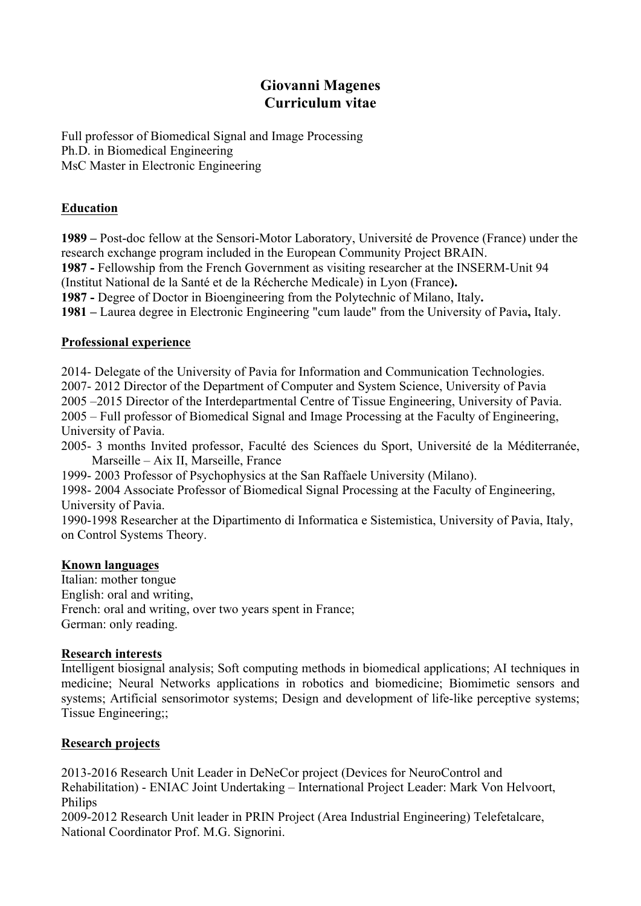# Giovanni Magenes
# Curriculum vitae

Full professor of Biomedical Signal and Image Processing
Ph.D. in Biomedical Engineering
MsC Master in Electronic Engineering

## Education

**1989 –** Post-doc fellow at the Sensori-Motor Laboratory, Université de Provence (France) under the research exchange program included in the European Community Project BRAIN.
**1987 -** Fellowship from the French Government as visiting researcher at the INSERM-Unit 94 (Institut National de la Santé et de la Récherche Medicale) in Lyon (France**).**
**1987 -** Degree of Doctor in Bioengineering from the Polytechnic of Milano, Italy**.**
**1981 –** Laurea degree in Electronic Engineering "cum laude" from the University of Pavia**,** Italy.

## Professional experience

2014- Delegate of the University of Pavia for Information and Communication Technologies.
2007- 2012 Director of the Department of Computer and System Science, University of Pavia
2005 –2015 Director of the Interdepartmental Centre of Tissue Engineering, University of Pavia.
2005 – Full professor of Biomedical Signal and Image Processing at the Faculty of Engineering, University of Pavia.
2005- 3 months Invited professor, Faculté des Sciences du Sport, Université de la Méditerranée, Marseille – Aix II, Marseille, France
1999- 2003 Professor of Psychophysics at the San Raffaele University (Milano).
1998- 2004 Associate Professor of Biomedical Signal Processing at the Faculty of Engineering, University of Pavia.
1990-1998 Researcher at the Dipartimento di Informatica e Sistemistica, University of Pavia, Italy, on Control Systems Theory.

## Known languages

Italian: mother tongue
English: oral and writing,
French: oral and writing, over two years spent in France;
German: only reading.

## Research interests

Intelligent biosignal analysis; Soft computing methods in biomedical applications; AI techniques in medicine; Neural Networks applications in robotics and biomedicine; Biomimetic sensors and systems; Artificial sensorimotor systems; Design and development of life-like perceptive systems; Tissue Engineering;;

## Research projects

2013-2016 Research Unit Leader in DeNeCor project (Devices for NeuroControl and Rehabilitation) - ENIAC Joint Undertaking – International Project Leader: Mark Von Helvoort, Philips
2009-2012 Research Unit leader in PRIN Project (Area Industrial Engineering) Telefetalcare, National Coordinator Prof. M.G. Signorini.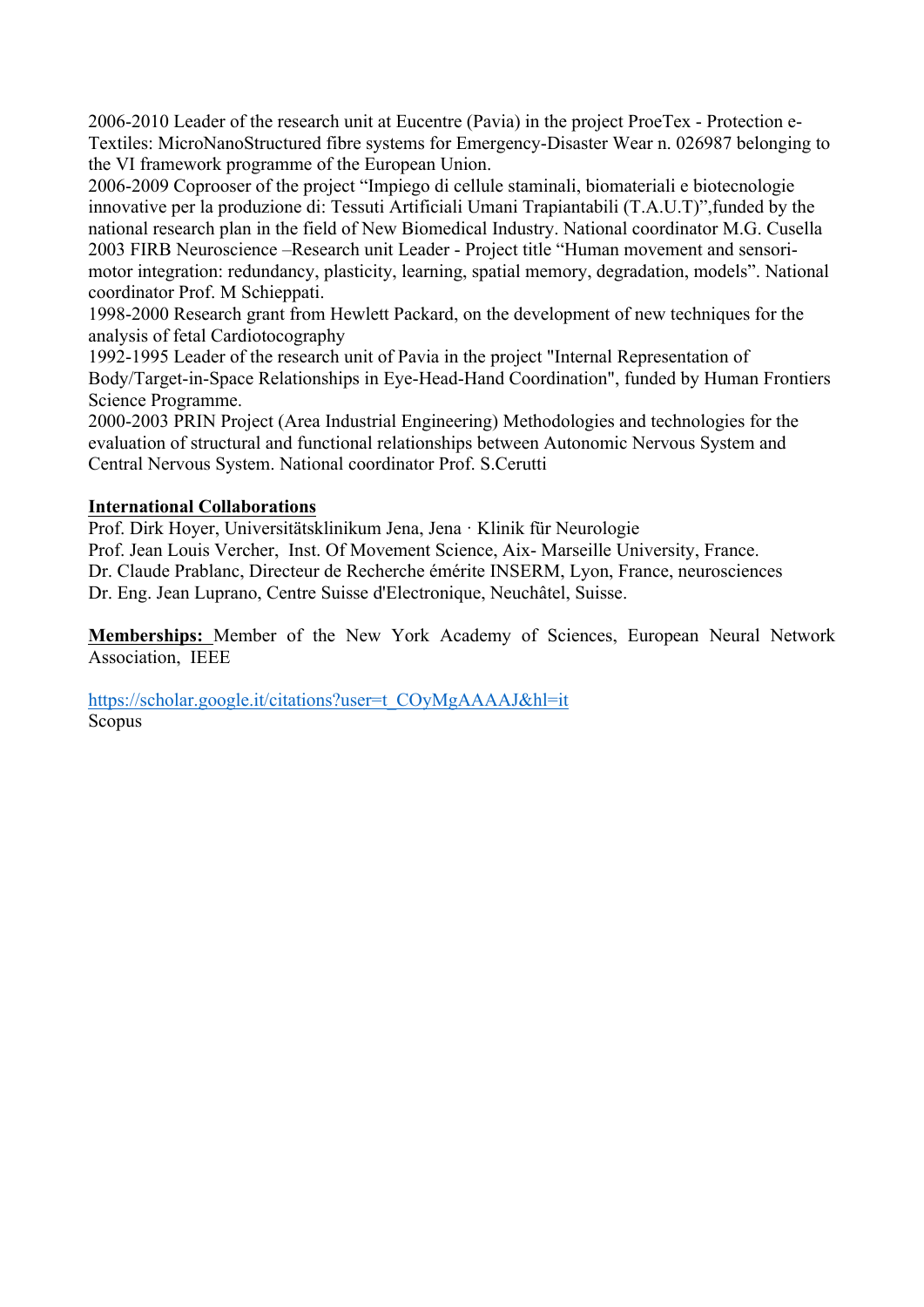2006-2010 Leader of the research unit at Eucentre (Pavia) in the project ProeTex - Protection e-Textiles: MicroNanoStructured fibre systems for Emergency-Disaster Wear n. 026987 belonging to the VI framework programme of the European Union.
2006-2009 Coproposer of the project "Impiego di cellule staminali, biomateriali e biotecnologie innovative per la produzione di: Tessuti Artificiali Umani Trapiantabili (T.A.U.T)",funded by the national research plan in the field of New Biomedical Industry. National coordinator M.G. Cusella
2003 FIRB Neuroscience –Research unit Leader - Project title "Human movement and sensori-motor integration: redundancy, plasticity, learning, spatial memory, degradation, models". National coordinator Prof. M Schieppati.
1998-2000 Research grant from Hewlett Packard, on the development of new techniques for the analysis of fetal Cardiotocography
1992-1995 Leader of the research unit of Pavia in the project "Internal Representation of Body/Target-in-Space Relationships in Eye-Head-Hand Coordination", funded by Human Frontiers Science Programme.
2000-2003 PRIN Project (Area Industrial Engineering) Methodologies and technologies for the evaluation of structural and functional relationships between Autonomic Nervous System and Central Nervous System. National coordinator Prof. S.Cerutti

**International Collaborations**
Prof. Dirk Hoyer, Universitätsklinikum Jena, Jena · Klinik für Neurologie
Prof. Jean Louis Vercher, Inst. Of Movement Science, Aix- Marseille University, France.
Dr. Claude Prablanc, Directeur de Recherche émérite INSERM, Lyon, France, neurosciences
Dr. Eng. Jean Luprano, Centre Suisse d'Electronique, Neuchâtel, Suisse.

**Memberships:** Member of the New York Academy of Sciences, European Neural Network Association, IEEE

https://scholar.google.it/citations?user=t_COyMgAAAAJ&hl=it
Scopus